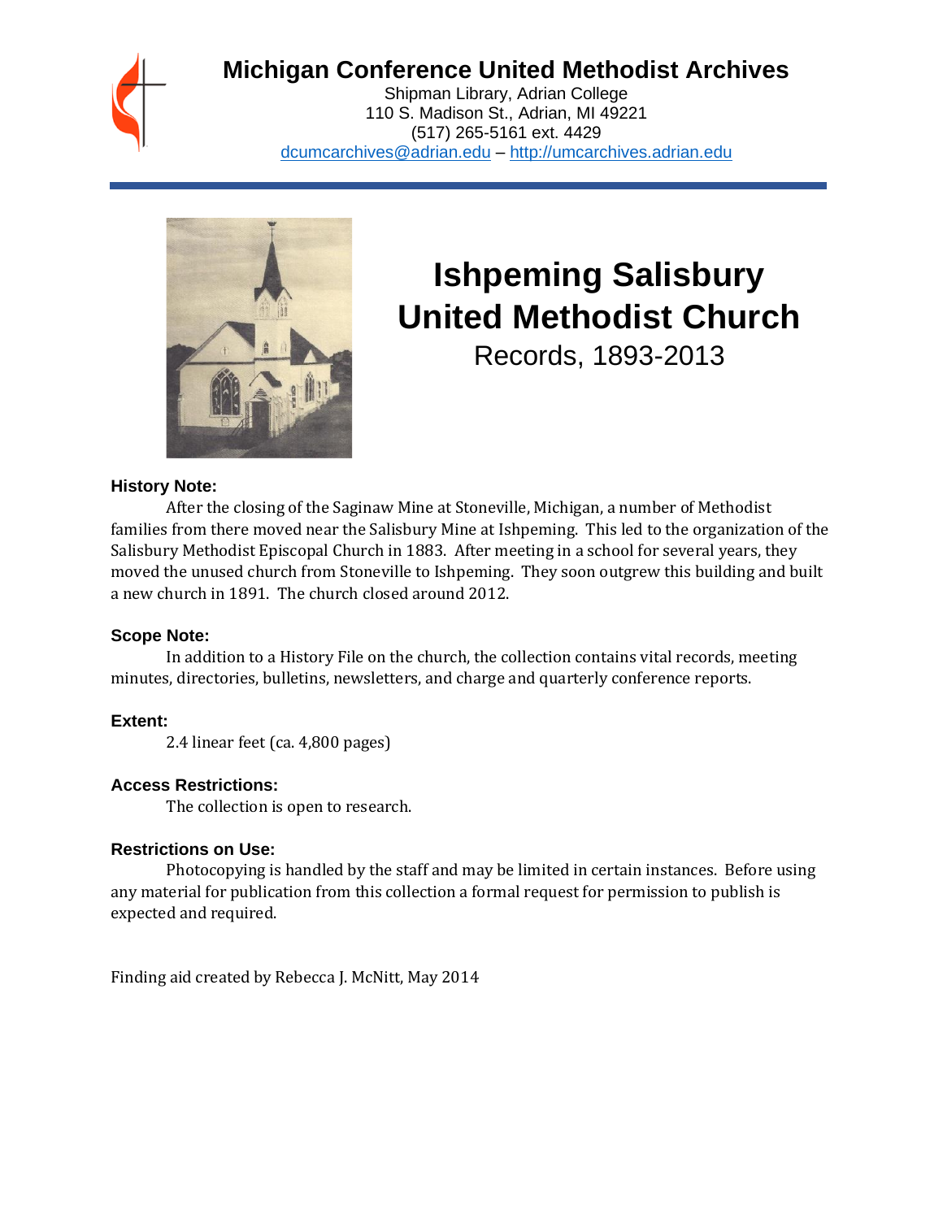# Michigan Conference United Methodist Archives

Shipman Library, Adrian College
110 S. Madison St., Adrian, MI 49221
(517) 265-5161 ext. 4429
dcumcarchives@adrian.edu – http://umcarchives.adrian.edu

# Ishpeming Salisbury United Methodist Church

## Records, 1893-2013

### History Note:

After the closing of the Saginaw Mine at Stoneville, Michigan, a number of Methodist families from there moved near the Salisbury Mine at Ishpeming. This led to the organization of the Salisbury Methodist Episcopal Church in 1883. After meeting in a school for several years, they moved the unused church from Stoneville to Ishpeming. They soon outgrew this building and built a new church in 1891. The church closed around 2012.

### Scope Note:

In addition to a History File on the church, the collection contains vital records, meeting minutes, directories, bulletins, newsletters, and charge and quarterly conference reports.

### Extent:

2.4 linear feet (ca. 4,800 pages)

### Access Restrictions:

The collection is open to research.

### Restrictions on Use:

Photocopying is handled by the staff and may be limited in certain instances. Before using any material for publication from this collection a formal request for permission to publish is expected and required.

Finding aid created by Rebecca J. McNitt, May 2014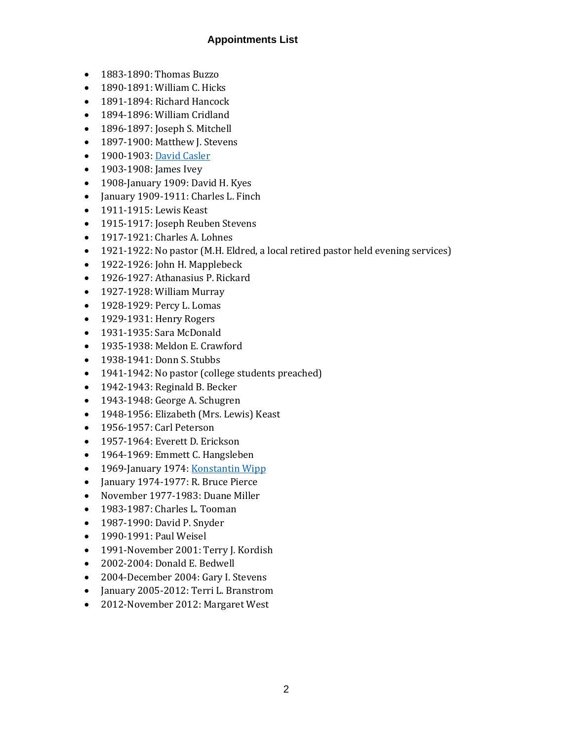## Appointments List

- 1883-1890: Thomas Buzzo
- 1890-1891: William C. Hicks
- 1891-1894: Richard Hancock
- 1894-1896: William Cridland
- 1896-1897: Joseph S. Mitchell
- 1897-1900: Matthew J. Stevens
- 1900-1903: David Casler
- 1903-1908: James Ivey
- 1908-January 1909: David H. Kyes
- January 1909-1911: Charles L. Finch
- 1911-1915: Lewis Keast
- 1915-1917: Joseph Reuben Stevens
- 1917-1921: Charles A. Lohnes
- 1921-1922: No pastor (M.H. Eldred, a local retired pastor held evening services)
- 1922-1926: John H. Mapplebeck
- 1926-1927: Athanasius P. Rickard
- 1927-1928: William Murray
- 1928-1929: Percy L. Lomas
- 1929-1931: Henry Rogers
- 1931-1935: Sara McDonald
- 1935-1938: Meldon E. Crawford
- 1938-1941: Donn S. Stubbs
- 1941-1942: No pastor (college students preached)
- 1942-1943: Reginald B. Becker
- 1943-1948: George A. Schugren
- 1948-1956: Elizabeth (Mrs. Lewis) Keast
- 1956-1957: Carl Peterson
- 1957-1964: Everett D. Erickson
- 1964-1969: Emmett C. Hangsleben
- 1969-January 1974: Konstantin Wipp
- January 1974-1977: R. Bruce Pierce
- November 1977-1983: Duane Miller
- 1983-1987: Charles L. Tooman
- 1987-1990: David P. Snyder
- 1990-1991: Paul Weisel
- 1991-November 2001: Terry J. Kordish
- 2002-2004: Donald E. Bedwell
- 2004-December 2004: Gary I. Stevens
- January 2005-2012: Terri L. Branstrom
- 2012-November 2012: Margaret West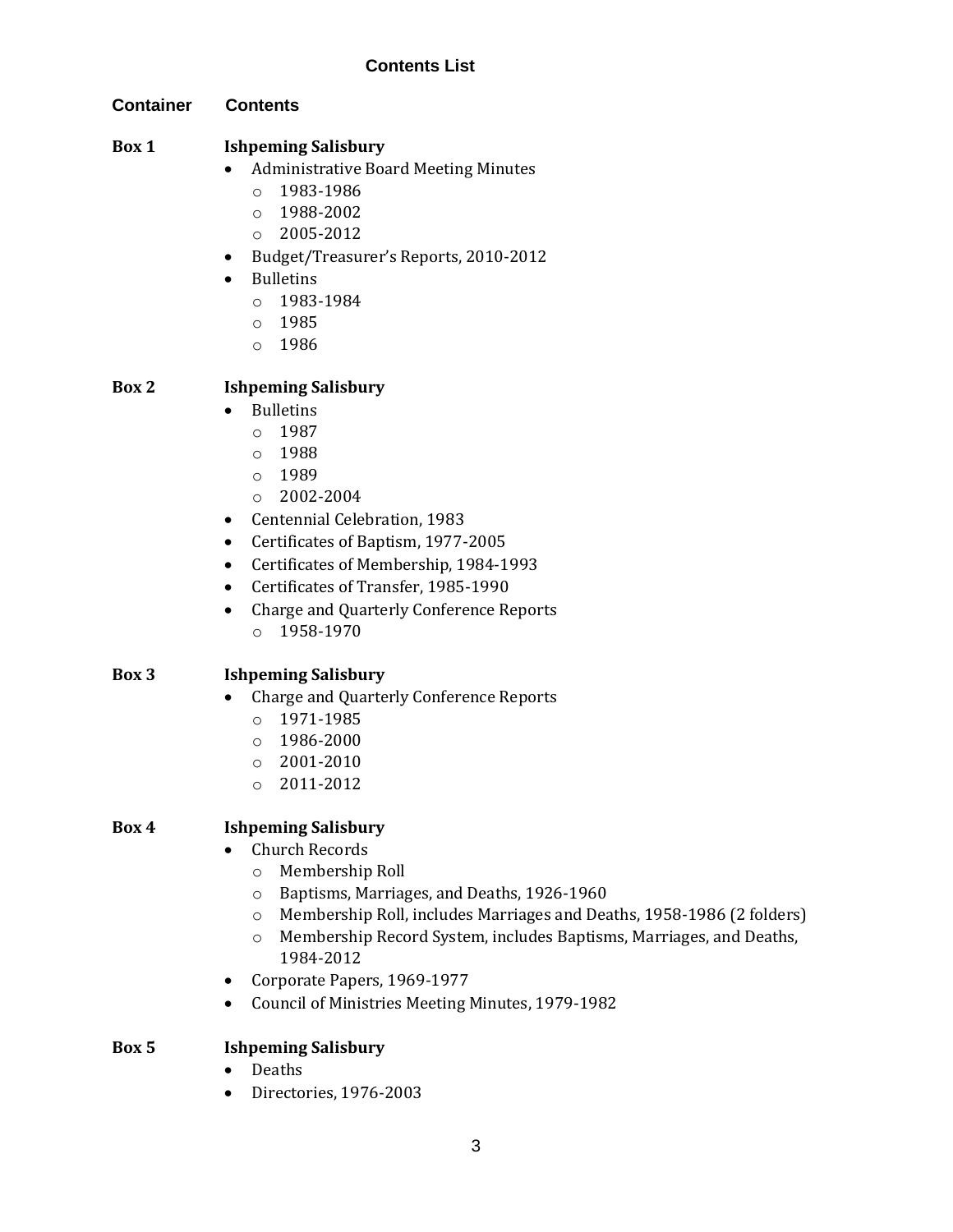## Contents List

**Container** **Contents**

**Box 1** **Ishpeming Salisbury**

- Administrative Board Meeting Minutes
  - 1983-1986
  - 1988-2002
  - 2005-2012
- Budget/Treasurer's Reports, 2010-2012
- Bulletins
  - 1983-1984
  - 1985
  - 1986

**Box 2** **Ishpeming Salisbury**

- Bulletins
  - 1987
  - 1988
  - 1989
  - 2002-2004
- Centennial Celebration, 1983
- Certificates of Baptism, 1977-2005
- Certificates of Membership, 1984-1993
- Certificates of Transfer, 1985-1990
- Charge and Quarterly Conference Reports
  - 1958-1970

**Box 3** **Ishpeming Salisbury**

- Charge and Quarterly Conference Reports
  - 1971-1985
  - 1986-2000
  - 2001-2010
  - 2011-2012

**Box 4** **Ishpeming Salisbury**

- Church Records
  - Membership Roll
  - Baptisms, Marriages, and Deaths, 1926-1960
  - Membership Roll, includes Marriages and Deaths, 1958-1986 (2 folders)
  - Membership Record System, includes Baptisms, Marriages, and Deaths, 1984-2012
- Corporate Papers, 1969-1977
- Council of Ministries Meeting Minutes, 1979-1982

**Box 5** **Ishpeming Salisbury**

- Deaths
- Directories, 1976-2003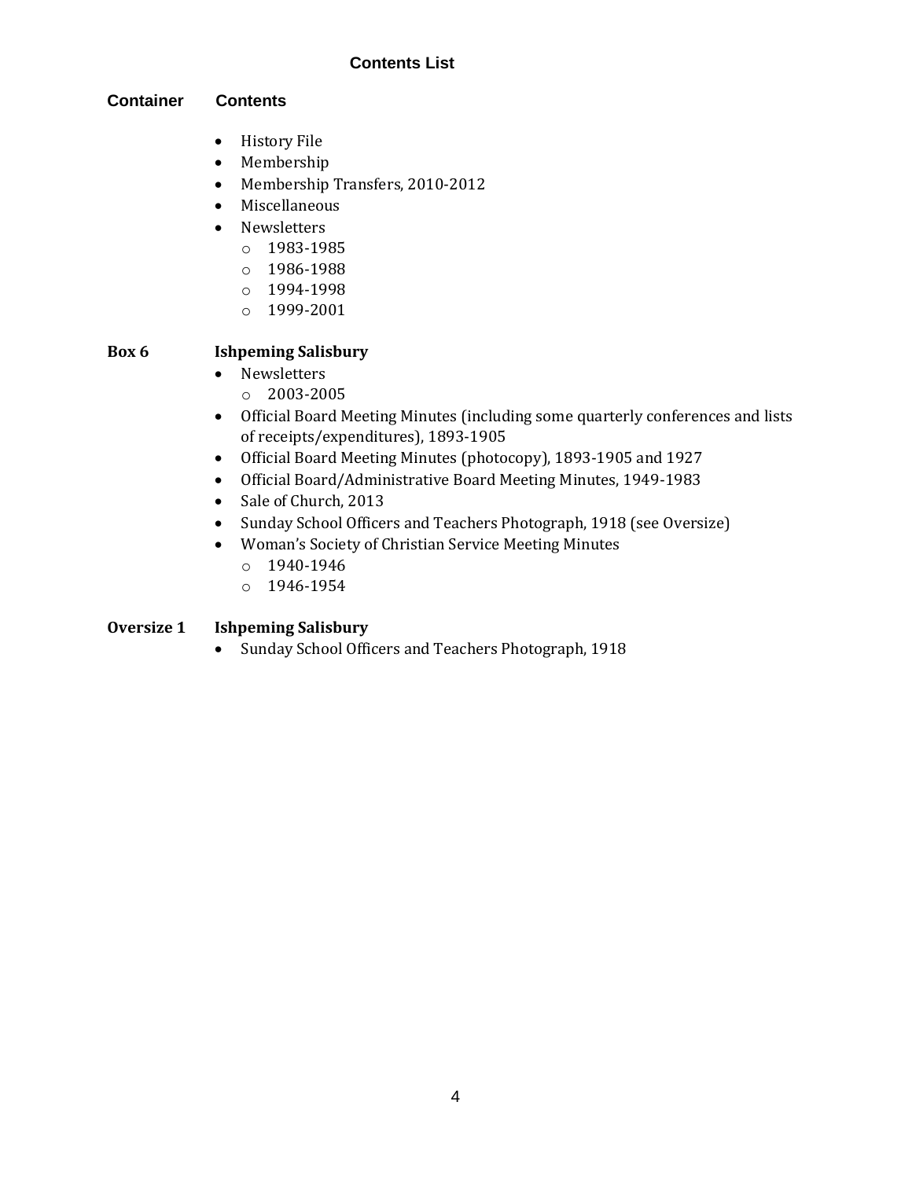## Contents List

**Container** **Contents**

- History File
- Membership
- Membership Transfers, 2010-2012
- Miscellaneous
- Newsletters
  - 1983-1985
  - 1986-1988
  - 1994-1998
  - 1999-2001

**Box 6** **Ishpeming Salisbury**

- Newsletters
  - 2003-2005
- Official Board Meeting Minutes (including some quarterly conferences and lists of receipts/expenditures), 1893-1905
- Official Board Meeting Minutes (photocopy), 1893-1905 and 1927
- Official Board/Administrative Board Meeting Minutes, 1949-1983
- Sale of Church, 2013
- Sunday School Officers and Teachers Photograph, 1918 (see Oversize)
- Woman's Society of Christian Service Meeting Minutes
  - 1940-1946
  - 1946-1954

**Oversize 1** **Ishpeming Salisbury**

- Sunday School Officers and Teachers Photograph, 1918